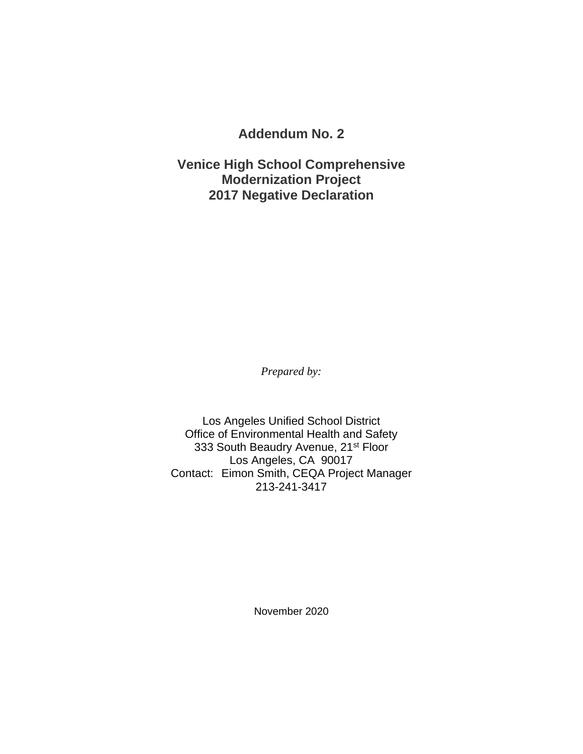# Addendum No. 2

# Venice High School Comprehensive Modernization Project 2017 Negative Declaration

*Prepared by:*

Los Angeles Unified School District
Office of Environmental Health and Safety
333 South Beaudry Avenue, 21st Floor
Los Angeles, CA 90017
Contact: Eimon Smith, CEQA Project Manager
213-241-3417

November 2020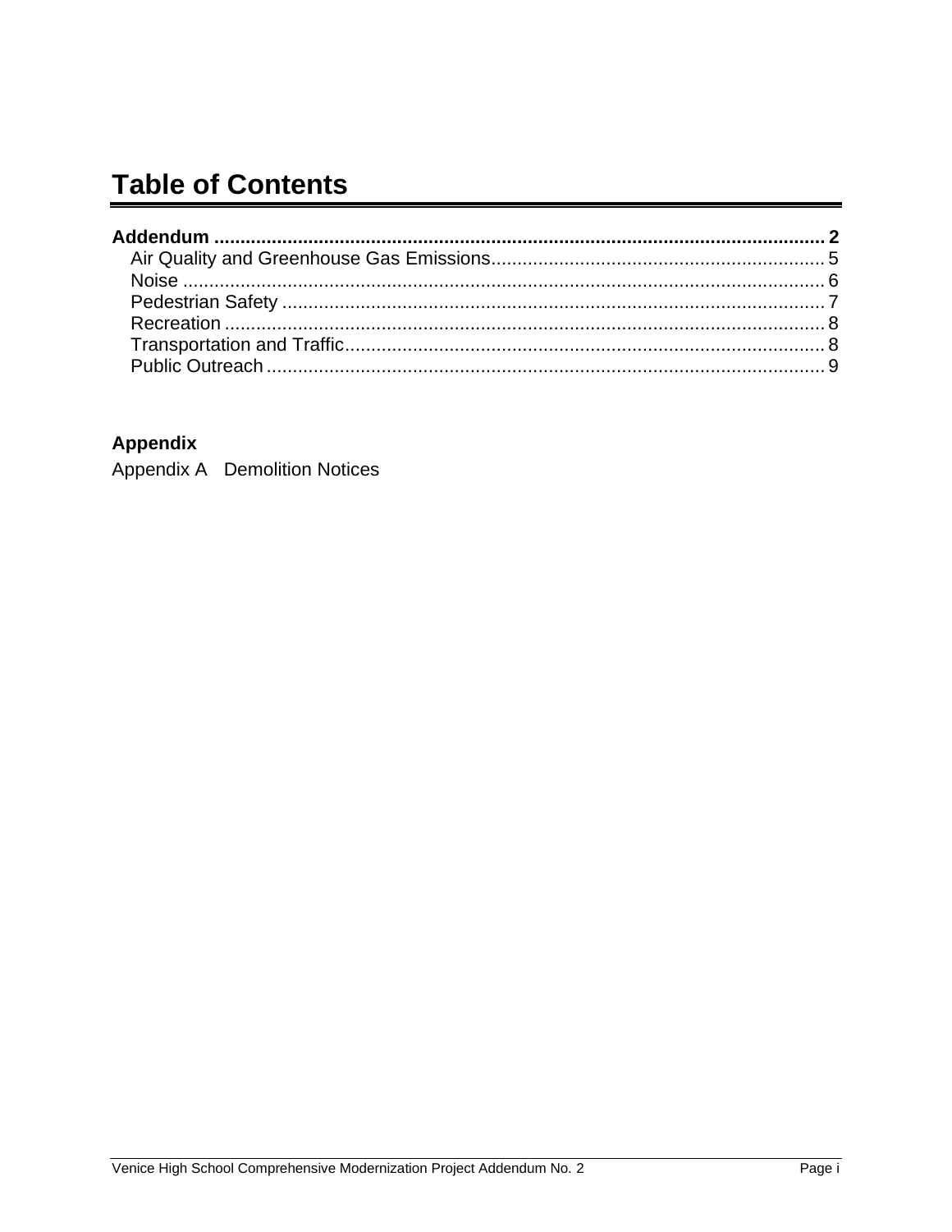# Table of Contents

**Addendum** .................................................................................................................. **2**

- Air Quality and Greenhouse Gas Emissions................................................................ 5
- Noise ........................................................................................................................... 6
- Pedestrian Safety ........................................................................................................ 7
- Recreation ................................................................................................................... 8
- Transportation and Traffic............................................................................................ 8
- Public Outreach ........................................................................................................... 9

**Appendix**

Appendix A Demolition Notices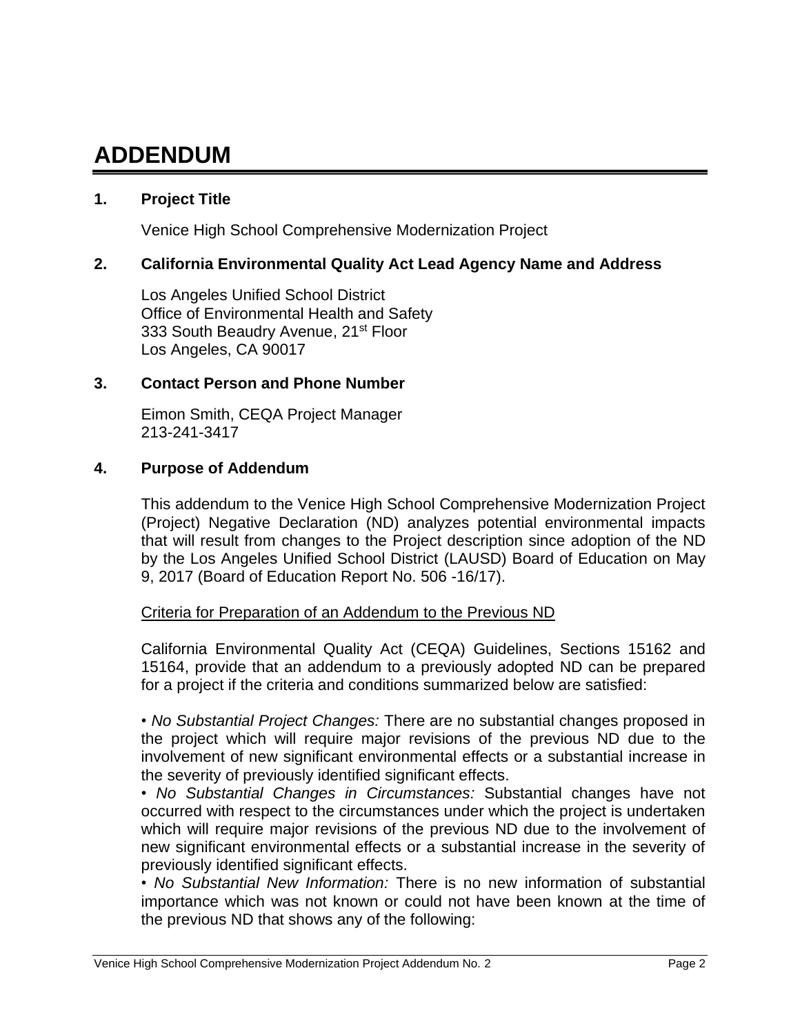# ADDENDUM

## 1. Project Title

Venice High School Comprehensive Modernization Project

## 2. California Environmental Quality Act Lead Agency Name and Address

Los Angeles Unified School District
Office of Environmental Health and Safety
333 South Beaudry Avenue, 21st Floor
Los Angeles, CA 90017

## 3. Contact Person and Phone Number

Eimon Smith, CEQA Project Manager
213-241-3417

## 4. Purpose of Addendum

This addendum to the Venice High School Comprehensive Modernization Project (Project) Negative Declaration (ND) analyzes potential environmental impacts that will result from changes to the Project description since adoption of the ND by the Los Angeles Unified School District (LAUSD) Board of Education on May 9, 2017 (Board of Education Report No. 506 -16/17).

<u>Criteria for Preparation of an Addendum to the Previous ND</u>

California Environmental Quality Act (CEQA) Guidelines, Sections 15162 and 15164, provide that an addendum to a previously adopted ND can be prepared for a project if the criteria and conditions summarized below are satisfied:

• *No Substantial Project Changes:* There are no substantial changes proposed in the project which will require major revisions of the previous ND due to the involvement of new significant environmental effects or a substantial increase in the severity of previously identified significant effects.

• *No Substantial Changes in Circumstances:* Substantial changes have not occurred with respect to the circumstances under which the project is undertaken which will require major revisions of the previous ND due to the involvement of new significant environmental effects or a substantial increase in the severity of previously identified significant effects.

• *No Substantial New Information:* There is no new information of substantial importance which was not known or could not have been known at the time of the previous ND that shows any of the following: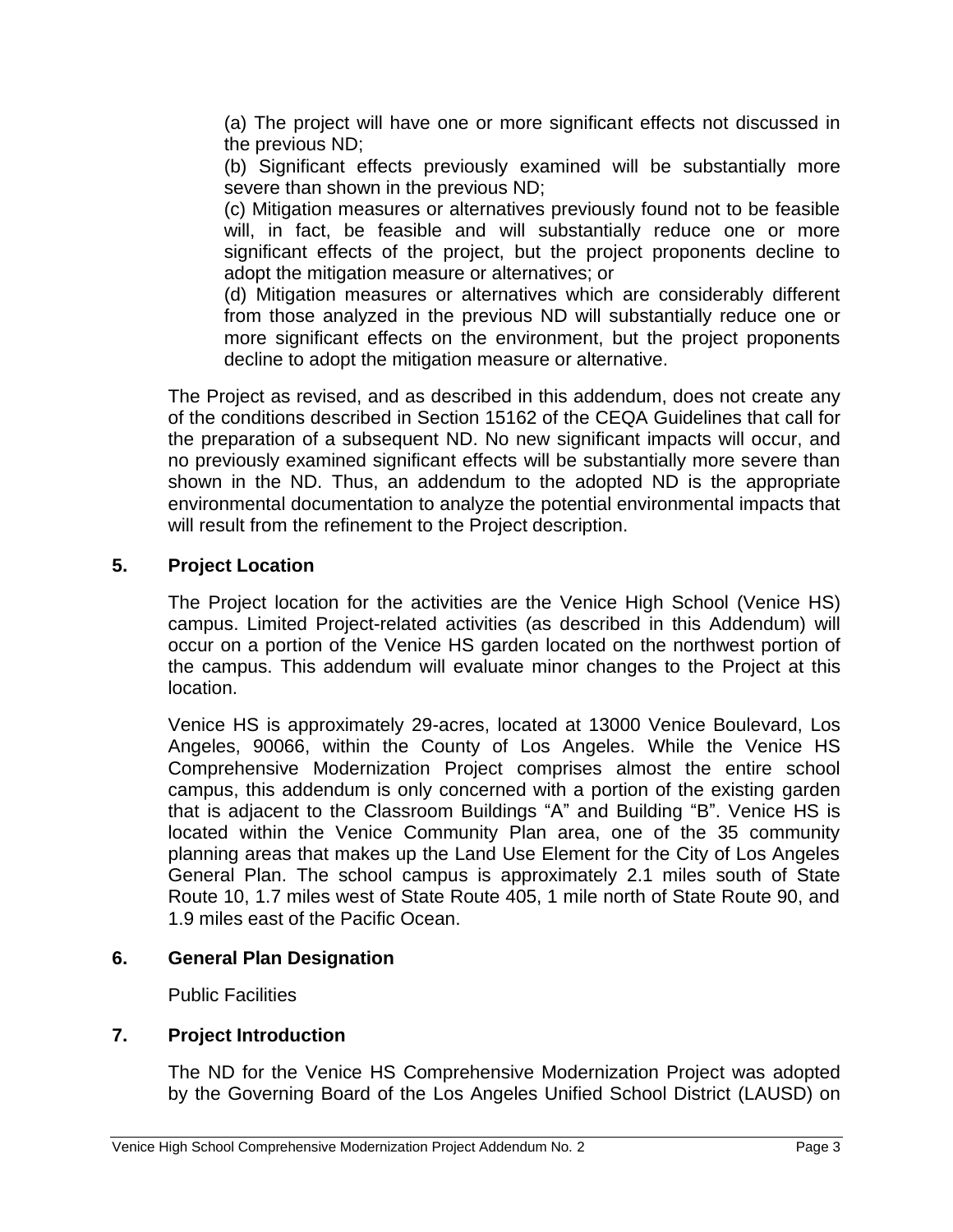(a) The project will have one or more significant effects not discussed in the previous ND;

(b) Significant effects previously examined will be substantially more severe than shown in the previous ND;

(c) Mitigation measures or alternatives previously found not to be feasible will, in fact, be feasible and will substantially reduce one or more significant effects of the project, but the project proponents decline to adopt the mitigation measure or alternatives; or

(d) Mitigation measures or alternatives which are considerably different from those analyzed in the previous ND will substantially reduce one or more significant effects on the environment, but the project proponents decline to adopt the mitigation measure or alternative.

The Project as revised, and as described in this addendum, does not create any of the conditions described in Section 15162 of the CEQA Guidelines that call for the preparation of a subsequent ND. No new significant impacts will occur, and no previously examined significant effects will be substantially more severe than shown in the ND. Thus, an addendum to the adopted ND is the appropriate environmental documentation to analyze the potential environmental impacts that will result from the refinement to the Project description.

## 5. Project Location

The Project location for the activities are the Venice High School (Venice HS) campus. Limited Project-related activities (as described in this Addendum) will occur on a portion of the Venice HS garden located on the northwest portion of the campus. This addendum will evaluate minor changes to the Project at this location.

Venice HS is approximately 29-acres, located at 13000 Venice Boulevard, Los Angeles, 90066, within the County of Los Angeles. While the Venice HS Comprehensive Modernization Project comprises almost the entire school campus, this addendum is only concerned with a portion of the existing garden that is adjacent to the Classroom Buildings "A" and Building "B". Venice HS is located within the Venice Community Plan area, one of the 35 community planning areas that makes up the Land Use Element for the City of Los Angeles General Plan. The school campus is approximately 2.1 miles south of State Route 10, 1.7 miles west of State Route 405, 1 mile north of State Route 90, and 1.9 miles east of the Pacific Ocean.

## 6. General Plan Designation

Public Facilities

## 7. Project Introduction

The ND for the Venice HS Comprehensive Modernization Project was adopted by the Governing Board of the Los Angeles Unified School District (LAUSD) on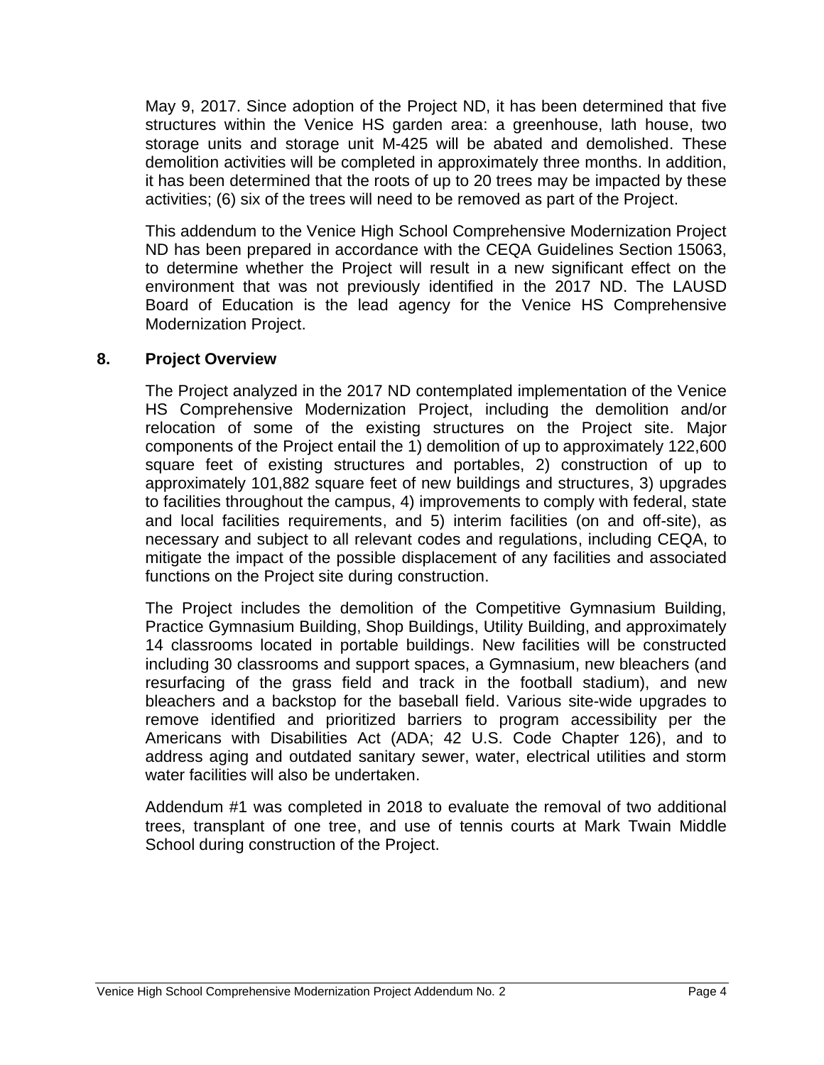May 9, 2017. Since adoption of the Project ND, it has been determined that five structures within the Venice HS garden area: a greenhouse, lath house, two storage units and storage unit M-425 will be abated and demolished. These demolition activities will be completed in approximately three months. In addition, it has been determined that the roots of up to 20 trees may be impacted by these activities; (6) six of the trees will need to be removed as part of the Project.

This addendum to the Venice High School Comprehensive Modernization Project ND has been prepared in accordance with the CEQA Guidelines Section 15063, to determine whether the Project will result in a new significant effect on the environment that was not previously identified in the 2017 ND. The LAUSD Board of Education is the lead agency for the Venice HS Comprehensive Modernization Project.

## 8. Project Overview

The Project analyzed in the 2017 ND contemplated implementation of the Venice HS Comprehensive Modernization Project, including the demolition and/or relocation of some of the existing structures on the Project site. Major components of the Project entail the 1) demolition of up to approximately 122,600 square feet of existing structures and portables, 2) construction of up to approximately 101,882 square feet of new buildings and structures, 3) upgrades to facilities throughout the campus, 4) improvements to comply with federal, state and local facilities requirements, and 5) interim facilities (on and off-site), as necessary and subject to all relevant codes and regulations, including CEQA, to mitigate the impact of the possible displacement of any facilities and associated functions on the Project site during construction.

The Project includes the demolition of the Competitive Gymnasium Building, Practice Gymnasium Building, Shop Buildings, Utility Building, and approximately 14 classrooms located in portable buildings. New facilities will be constructed including 30 classrooms and support spaces, a Gymnasium, new bleachers (and resurfacing of the grass field and track in the football stadium), and new bleachers and a backstop for the baseball field. Various site-wide upgrades to remove identified and prioritized barriers to program accessibility per the Americans with Disabilities Act (ADA; 42 U.S. Code Chapter 126), and to address aging and outdated sanitary sewer, water, electrical utilities and storm water facilities will also be undertaken.

Addendum #1 was completed in 2018 to evaluate the removal of two additional trees, transplant of one tree, and use of tennis courts at Mark Twain Middle School during construction of the Project.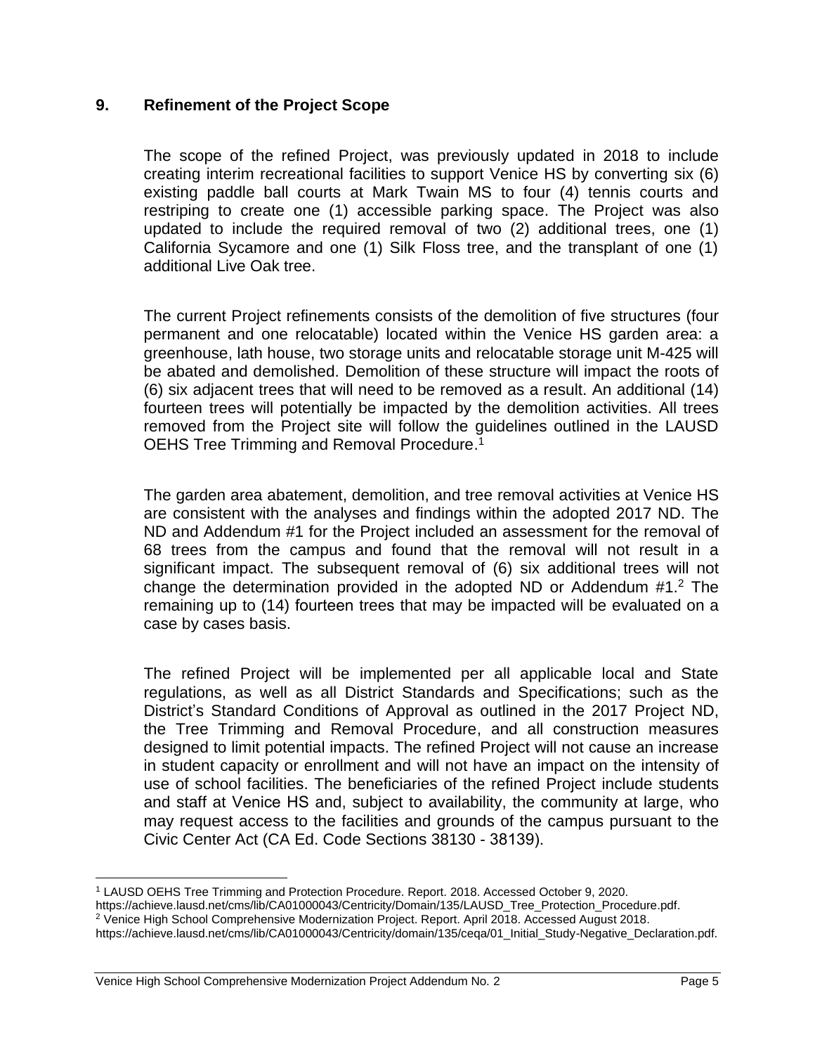## 9. Refinement of the Project Scope

The scope of the refined Project, was previously updated in 2018 to include creating interim recreational facilities to support Venice HS by converting six (6) existing paddle ball courts at Mark Twain MS to four (4) tennis courts and restriping to create one (1) accessible parking space. The Project was also updated to include the required removal of two (2) additional trees, one (1) California Sycamore and one (1) Silk Floss tree, and the transplant of one (1) additional Live Oak tree.

The current Project refinements consists of the demolition of five structures (four permanent and one relocatable) located within the Venice HS garden area: a greenhouse, lath house, two storage units and relocatable storage unit M-425 will be abated and demolished. Demolition of these structure will impact the roots of (6) six adjacent trees that will need to be removed as a result. An additional (14) fourteen trees will potentially be impacted by the demolition activities. All trees removed from the Project site will follow the guidelines outlined in the LAUSD OEHS Tree Trimming and Removal Procedure.[1]

The garden area abatement, demolition, and tree removal activities at Venice HS are consistent with the analyses and findings within the adopted 2017 ND. The ND and Addendum #1 for the Project included an assessment for the removal of 68 trees from the campus and found that the removal will not result in a significant impact. The subsequent removal of (6) six additional trees will not change the determination provided in the adopted ND or Addendum #1.[2] The remaining up to (14) fourteen trees that may be impacted will be evaluated on a case by cases basis.

The refined Project will be implemented per all applicable local and State regulations, as well as all District Standards and Specifications; such as the District's Standard Conditions of Approval as outlined in the 2017 Project ND, the Tree Trimming and Removal Procedure, and all construction measures designed to limit potential impacts. The refined Project will not cause an increase in student capacity or enrollment and will not have an impact on the intensity of use of school facilities. The beneficiaries of the refined Project include students and staff at Venice HS and, subject to availability, the community at large, who may request access to the facilities and grounds of the campus pursuant to the Civic Center Act (CA Ed. Code Sections 38130 - 38139).

---

[1] LAUSD OEHS Tree Trimming and Protection Procedure. Report. 2018. Accessed October 9, 2020. https://achieve.lausd.net/cms/lib/CA01000043/Centricity/Domain/135/LAUSD_Tree_Protection_Procedure.pdf.

[2] Venice High School Comprehensive Modernization Project. Report. April 2018. Accessed August 2018. https://achieve.lausd.net/cms/lib/CA01000043/Centricity/domain/135/ceqa/01_Initial_Study-Negative_Declaration.pdf.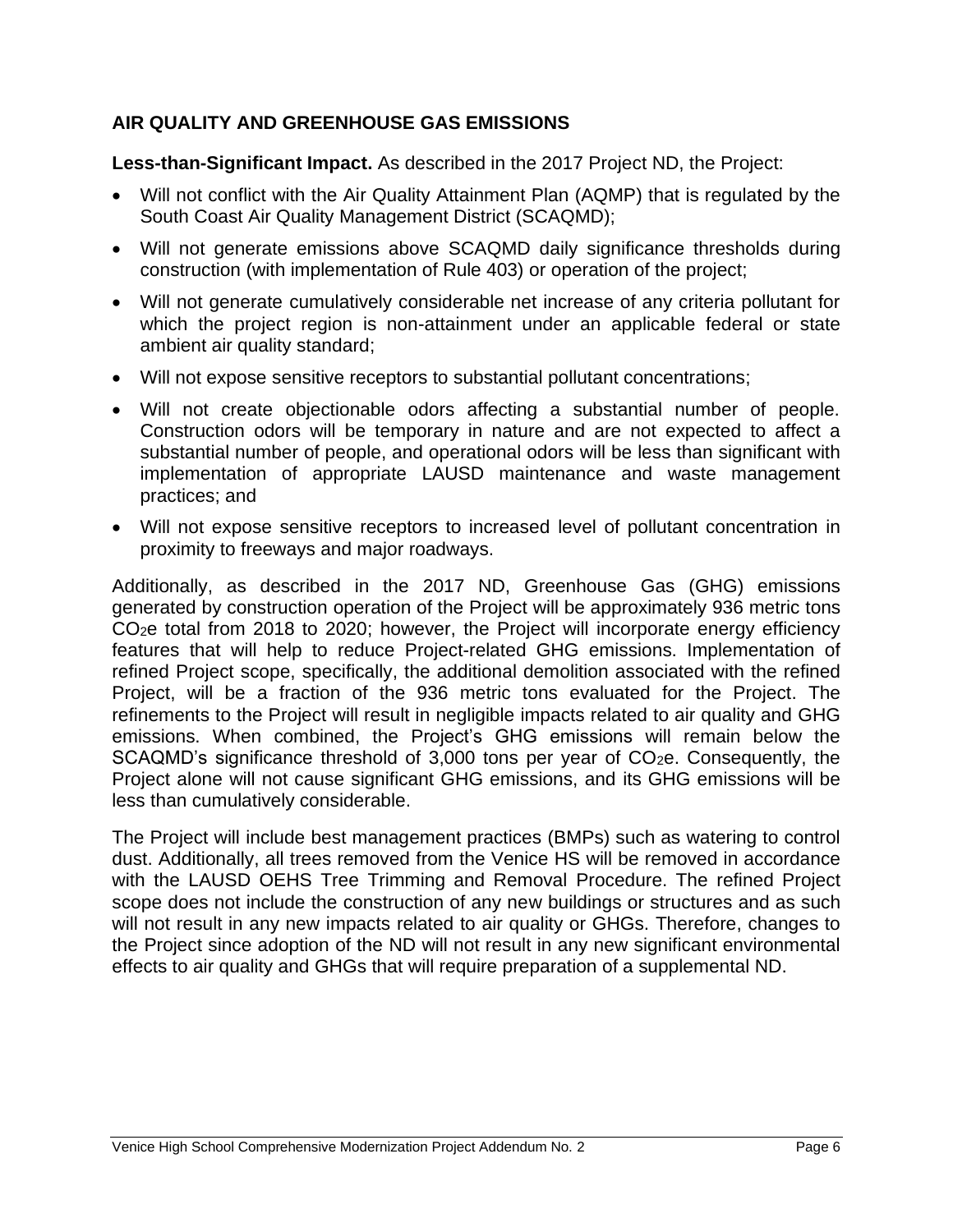## AIR QUALITY AND GREENHOUSE GAS EMISSIONS

**Less-than-Significant Impact.** As described in the 2017 Project ND, the Project:

- Will not conflict with the Air Quality Attainment Plan (AQMP) that is regulated by the South Coast Air Quality Management District (SCAQMD);
- Will not generate emissions above SCAQMD daily significance thresholds during construction (with implementation of Rule 403) or operation of the project;
- Will not generate cumulatively considerable net increase of any criteria pollutant for which the project region is non-attainment under an applicable federal or state ambient air quality standard;
- Will not expose sensitive receptors to substantial pollutant concentrations;
- Will not create objectionable odors affecting a substantial number of people. Construction odors will be temporary in nature and are not expected to affect a substantial number of people, and operational odors will be less than significant with implementation of appropriate LAUSD maintenance and waste management practices; and
- Will not expose sensitive receptors to increased level of pollutant concentration in proximity to freeways and major roadways.

Additionally, as described in the 2017 ND, Greenhouse Gas (GHG) emissions generated by construction operation of the Project will be approximately 936 metric tons $CO_2e$ total from 2018 to 2020; however, the Project will incorporate energy efficiency features that will help to reduce Project-related GHG emissions. Implementation of refined Project scope, specifically, the additional demolition associated with the refined Project, will be a fraction of the 936 metric tons evaluated for the Project. The refinements to the Project will result in negligible impacts related to air quality and GHG emissions. When combined, the Project's GHG emissions will remain below the SCAQMD's significance threshold of 3,000 tons per year of $CO_2e$. Consequently, the Project alone will not cause significant GHG emissions, and its GHG emissions will be less than cumulatively considerable.

The Project will include best management practices (BMPs) such as watering to control dust. Additionally, all trees removed from the Venice HS will be removed in accordance with the LAUSD OEHS Tree Trimming and Removal Procedure. The refined Project scope does not include the construction of any new buildings or structures and as such will not result in any new impacts related to air quality or GHGs. Therefore, changes to the Project since adoption of the ND will not result in any new significant environmental effects to air quality and GHGs that will require preparation of a supplemental ND.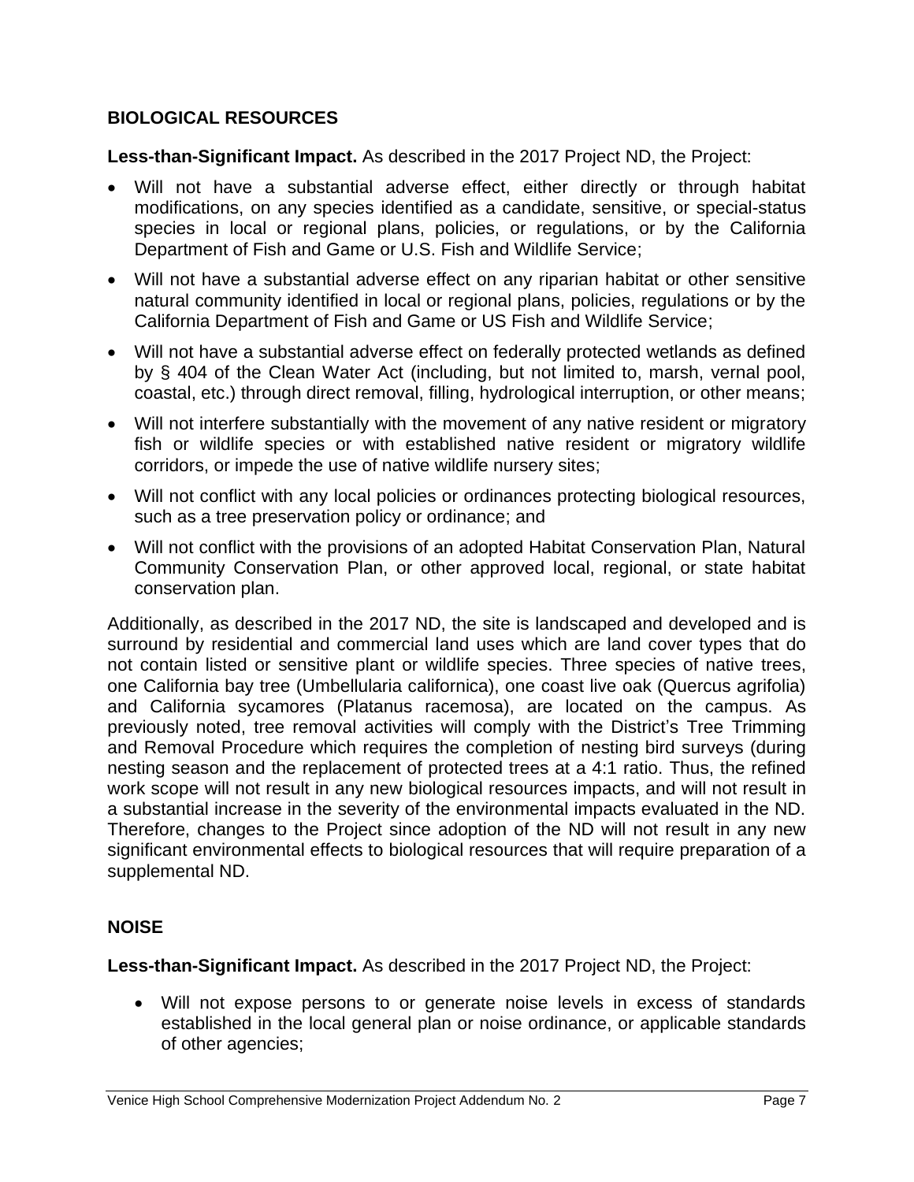## BIOLOGICAL RESOURCES

**Less-than-Significant Impact.** As described in the 2017 Project ND, the Project:

- Will not have a substantial adverse effect, either directly or through habitat modifications, on any species identified as a candidate, sensitive, or special-status species in local or regional plans, policies, or regulations, or by the California Department of Fish and Game or U.S. Fish and Wildlife Service;
- Will not have a substantial adverse effect on any riparian habitat or other sensitive natural community identified in local or regional plans, policies, regulations or by the California Department of Fish and Game or US Fish and Wildlife Service;
- Will not have a substantial adverse effect on federally protected wetlands as defined by § 404 of the Clean Water Act (including, but not limited to, marsh, vernal pool, coastal, etc.) through direct removal, filling, hydrological interruption, or other means;
- Will not interfere substantially with the movement of any native resident or migratory fish or wildlife species or with established native resident or migratory wildlife corridors, or impede the use of native wildlife nursery sites;
- Will not conflict with any local policies or ordinances protecting biological resources, such as a tree preservation policy or ordinance; and
- Will not conflict with the provisions of an adopted Habitat Conservation Plan, Natural Community Conservation Plan, or other approved local, regional, or state habitat conservation plan.

Additionally, as described in the 2017 ND, the site is landscaped and developed and is surround by residential and commercial land uses which are land cover types that do not contain listed or sensitive plant or wildlife species. Three species of native trees, one California bay tree (Umbellularia californica), one coast live oak (Quercus agrifolia) and California sycamores (Platanus racemosa), are located on the campus. As previously noted, tree removal activities will comply with the District's Tree Trimming and Removal Procedure which requires the completion of nesting bird surveys (during nesting season and the replacement of protected trees at a 4:1 ratio. Thus, the refined work scope will not result in any new biological resources impacts, and will not result in a substantial increase in the severity of the environmental impacts evaluated in the ND. Therefore, changes to the Project since adoption of the ND will not result in any new significant environmental effects to biological resources that will require preparation of a supplemental ND.

## NOISE

**Less-than-Significant Impact.** As described in the 2017 Project ND, the Project:

- Will not expose persons to or generate noise levels in excess of standards established in the local general plan or noise ordinance, or applicable standards of other agencies;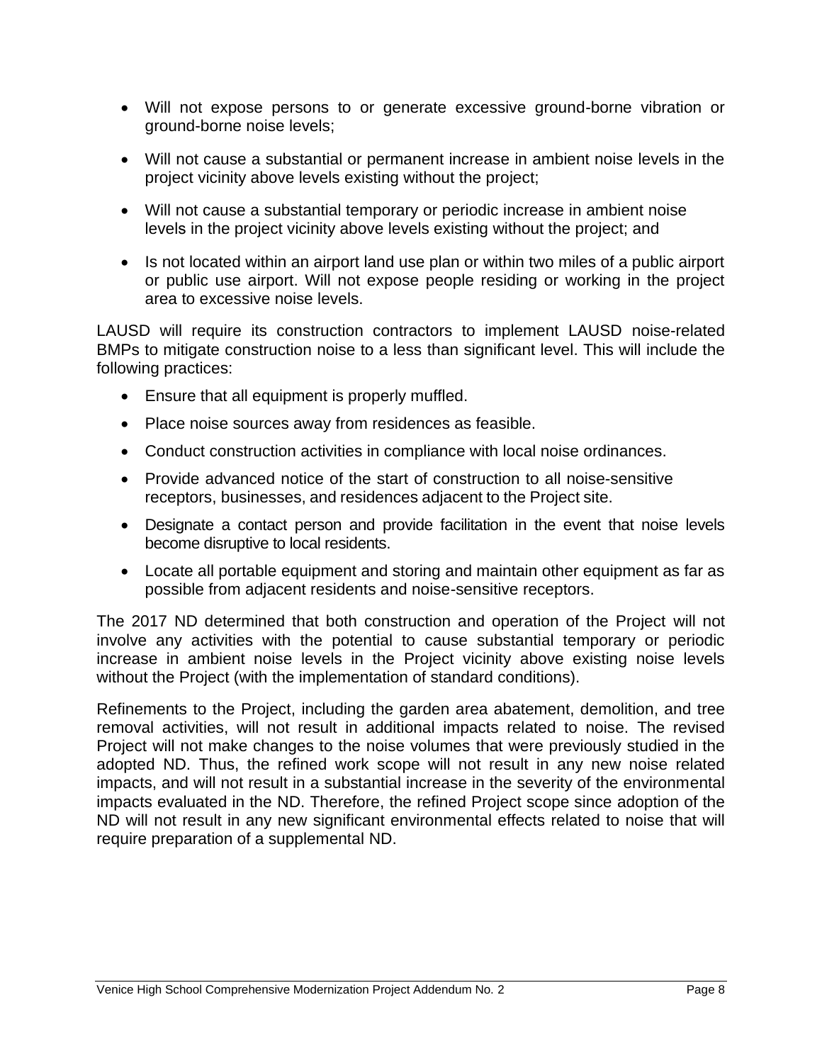- Will not expose persons to or generate excessive ground-borne vibration or ground-borne noise levels;
- Will not cause a substantial or permanent increase in ambient noise levels in the project vicinity above levels existing without the project;
- Will not cause a substantial temporary or periodic increase in ambient noise levels in the project vicinity above levels existing without the project; and
- Is not located within an airport land use plan or within two miles of a public airport or public use airport. Will not expose people residing or working in the project area to excessive noise levels.

LAUSD will require its construction contractors to implement LAUSD noise-related BMPs to mitigate construction noise to a less than significant level. This will include the following practices:

- Ensure that all equipment is properly muffled.
- Place noise sources away from residences as feasible.
- Conduct construction activities in compliance with local noise ordinances.
- Provide advanced notice of the start of construction to all noise-sensitive receptors, businesses, and residences adjacent to the Project site.
- Designate a contact person and provide facilitation in the event that noise levels become disruptive to local residents.
- Locate all portable equipment and storing and maintain other equipment as far as possible from adjacent residents and noise-sensitive receptors.

The 2017 ND determined that both construction and operation of the Project will not involve any activities with the potential to cause substantial temporary or periodic increase in ambient noise levels in the Project vicinity above existing noise levels without the Project (with the implementation of standard conditions).

Refinements to the Project, including the garden area abatement, demolition, and tree removal activities, will not result in additional impacts related to noise. The revised Project will not make changes to the noise volumes that were previously studied in the adopted ND. Thus, the refined work scope will not result in any new noise related impacts, and will not result in a substantial increase in the severity of the environmental impacts evaluated in the ND. Therefore, the refined Project scope since adoption of the ND will not result in any new significant environmental effects related to noise that will require preparation of a supplemental ND.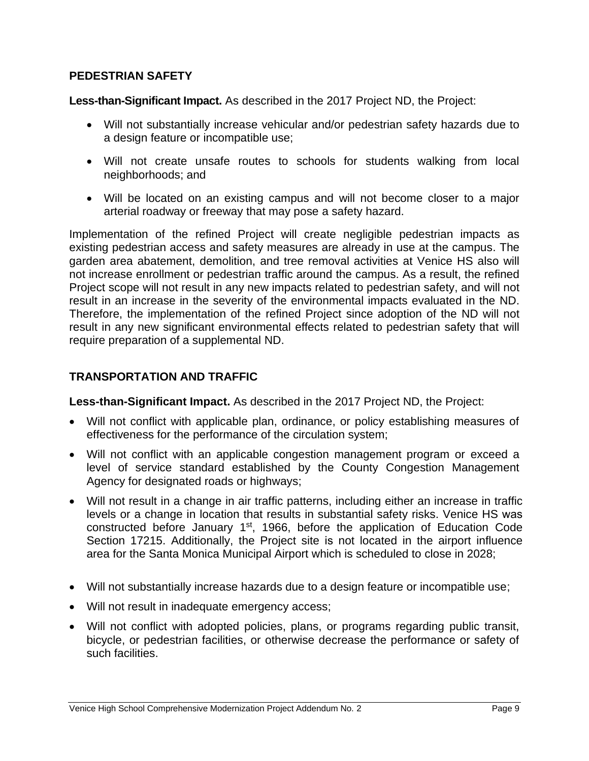## PEDESTRIAN SAFETY

**Less-than-Significant Impact.** As described in the 2017 Project ND, the Project:

- Will not substantially increase vehicular and/or pedestrian safety hazards due to a design feature or incompatible use;
- Will not create unsafe routes to schools for students walking from local neighborhoods; and
- Will be located on an existing campus and will not become closer to a major arterial roadway or freeway that may pose a safety hazard.

Implementation of the refined Project will create negligible pedestrian impacts as existing pedestrian access and safety measures are already in use at the campus. The garden area abatement, demolition, and tree removal activities at Venice HS also will not increase enrollment or pedestrian traffic around the campus. As a result, the refined Project scope will not result in any new impacts related to pedestrian safety, and will not result in an increase in the severity of the environmental impacts evaluated in the ND. Therefore, the implementation of the refined Project since adoption of the ND will not result in any new significant environmental effects related to pedestrian safety that will require preparation of a supplemental ND.

## TRANSPORTATION AND TRAFFIC

**Less-than-Significant Impact.** As described in the 2017 Project ND, the Project:

- Will not conflict with applicable plan, ordinance, or policy establishing measures of effectiveness for the performance of the circulation system;
- Will not conflict with an applicable congestion management program or exceed a level of service standard established by the County Congestion Management Agency for designated roads or highways;
- Will not result in a change in air traffic patterns, including either an increase in traffic levels or a change in location that results in substantial safety risks. Venice HS was constructed before January 1st, 1966, before the application of Education Code Section 17215. Additionally, the Project site is not located in the airport influence area for the Santa Monica Municipal Airport which is scheduled to close in 2028;
- Will not substantially increase hazards due to a design feature or incompatible use;
- Will not result in inadequate emergency access;
- Will not conflict with adopted policies, plans, or programs regarding public transit, bicycle, or pedestrian facilities, or otherwise decrease the performance or safety of such facilities.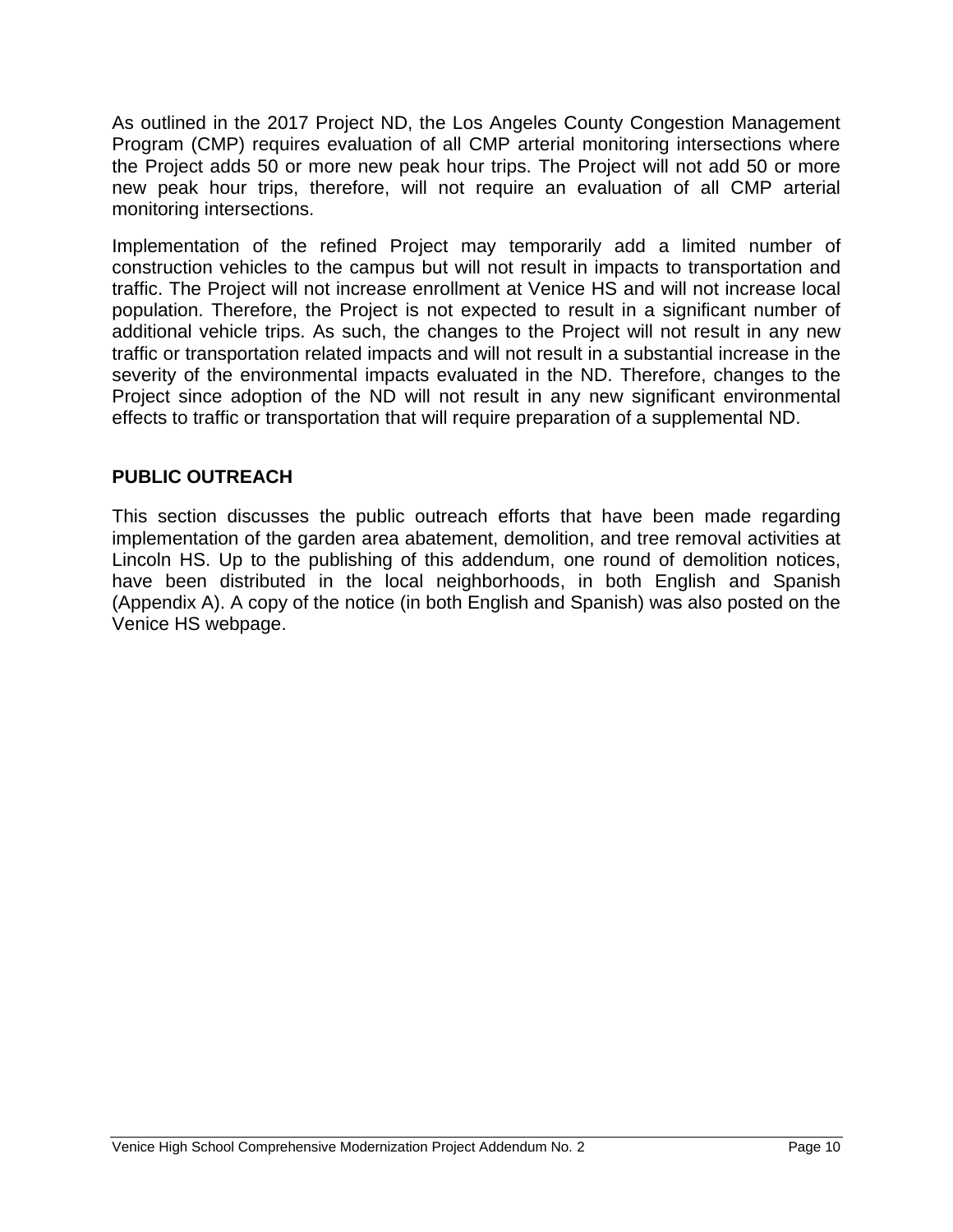As outlined in the 2017 Project ND, the Los Angeles County Congestion Management Program (CMP) requires evaluation of all CMP arterial monitoring intersections where the Project adds 50 or more new peak hour trips. The Project will not add 50 or more new peak hour trips, therefore, will not require an evaluation of all CMP arterial monitoring intersections.

Implementation of the refined Project may temporarily add a limited number of construction vehicles to the campus but will not result in impacts to transportation and traffic. The Project will not increase enrollment at Venice HS and will not increase local population. Therefore, the Project is not expected to result in a significant number of additional vehicle trips. As such, the changes to the Project will not result in any new traffic or transportation related impacts and will not result in a substantial increase in the severity of the environmental impacts evaluated in the ND. Therefore, changes to the Project since adoption of the ND will not result in any new significant environmental effects to traffic or transportation that will require preparation of a supplemental ND.

## PUBLIC OUTREACH

This section discusses the public outreach efforts that have been made regarding implementation of the garden area abatement, demolition, and tree removal activities at Lincoln HS. Up to the publishing of this addendum, one round of demolition notices, have been distributed in the local neighborhoods, in both English and Spanish (Appendix A). A copy of the notice (in both English and Spanish) was also posted on the Venice HS webpage.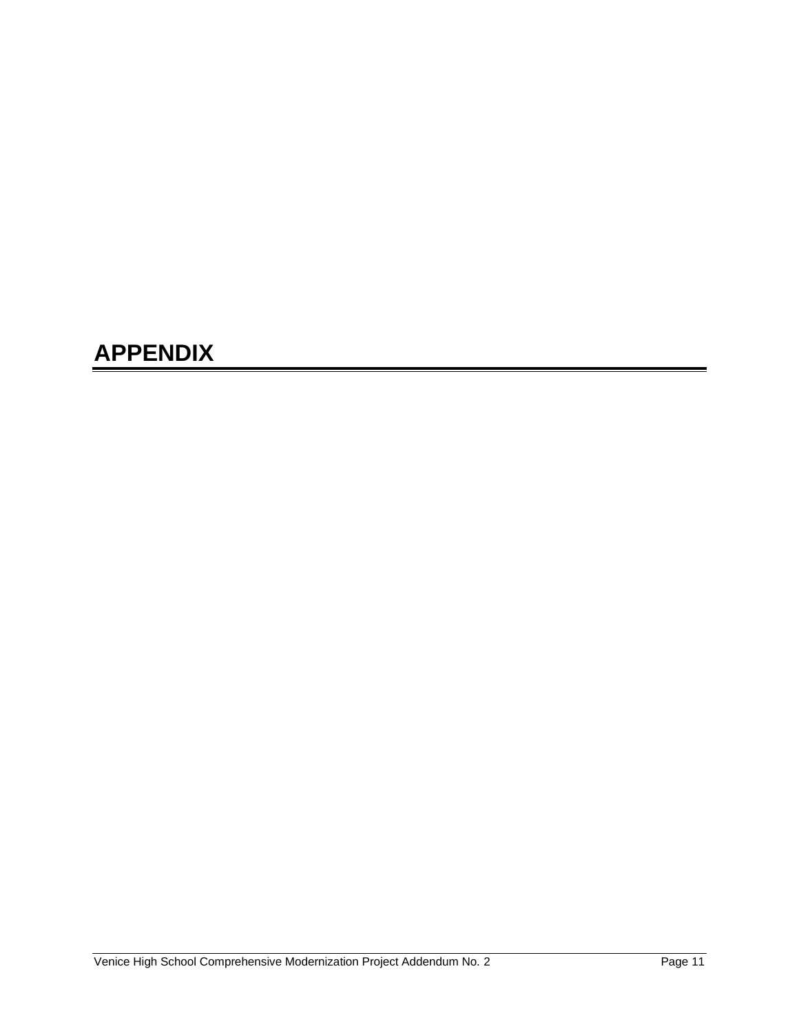# APPENDIX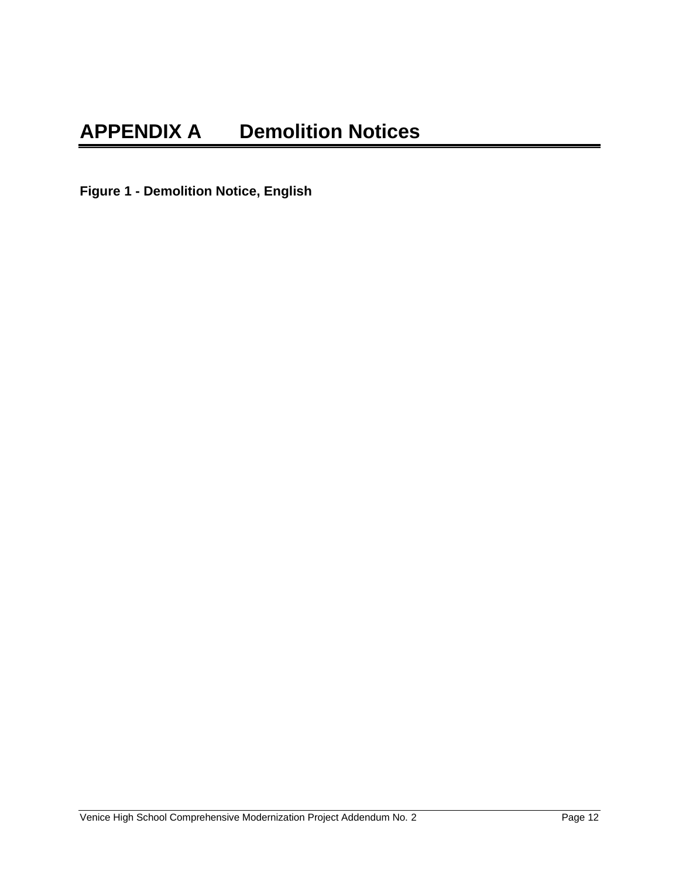# APPENDIX A Demolition Notices

**Figure 1 - Demolition Notice, English**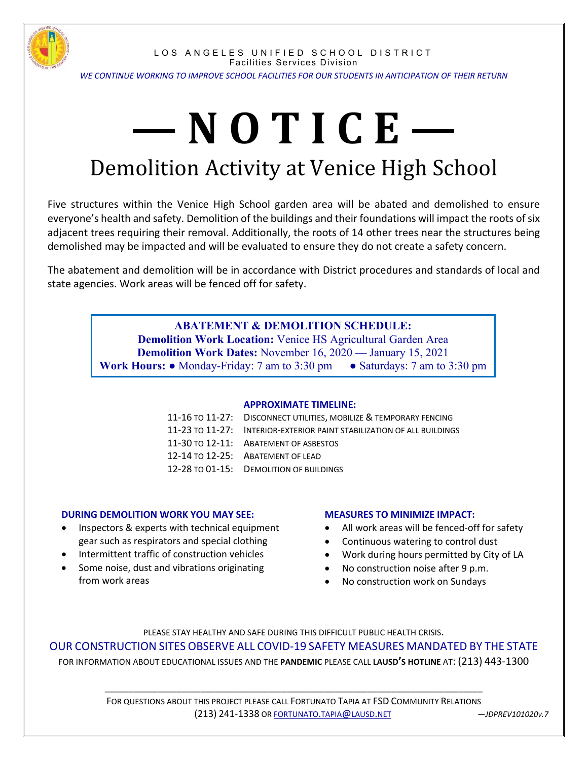LOS ANGELES UNIFIED SCHOOL DISTRICT
Facilities Services Division

*WE CONTINUE WORKING TO IMPROVE SCHOOL FACILITIES FOR OUR STUDENTS IN ANTICIPATION OF THEIR RETURN*

# — N O T I C E —

## Demolition Activity at Venice High School

Five structures within the Venice High School garden area will be abated and demolished to ensure everyone's health and safety. Demolition of the buildings and their foundations will impact the roots of six adjacent trees requiring their removal. Additionally, the roots of 14 other trees near the structures being demolished may be impacted and will be evaluated to ensure they do not create a safety concern.

The abatement and demolition will be in accordance with District procedures and standards of local and state agencies. Work areas will be fenced off for safety.

**ABATEMENT & DEMOLITION SCHEDULE:**
**Demolition Work Location:** Venice HS Agricultural Garden Area
**Demolition Work Dates:** November 16, 2020 — January 15, 2021
**Work Hours:** ● Monday-Friday: 7 am to 3:30 pm ● Saturdays: 7 am to 3:30 pm

**APPROXIMATE TIMELINE:**

| | |
|---|---|
| 11-16 TO 11-27: | DISCONNECT UTILITIES, MOBILIZE & TEMPORARY FENCING |
| 11-23 TO 11-27: | INTERIOR-EXTERIOR PAINT STABILIZATION OF ALL BUILDINGS |
| 11-30 TO 12-11: | ABATEMENT OF ASBESTOS |
| 12-14 TO 12-25: | ABATEMENT OF LEAD |
| 12-28 TO 01-15: | DEMOLITION OF BUILDINGS |

**DURING DEMOLITION WORK YOU MAY SEE:**

- Inspectors & experts with technical equipment gear such as respirators and special clothing
- Intermittent traffic of construction vehicles
- Some noise, dust and vibrations originating from work areas

**MEASURES TO MINIMIZE IMPACT:**

- All work areas will be fenced-off for safety
- Continuous watering to control dust
- Work during hours permitted by City of LA
- No construction noise after 9 p.m.
- No construction work on Sundays

PLEASE STAY HEALTHY AND SAFE DURING THIS DIFFICULT PUBLIC HEALTH CRISIS.

OUR CONSTRUCTION SITES OBSERVE ALL COVID-19 SAFETY MEASURES MANDATED BY THE STATE

FOR INFORMATION ABOUT EDUCATIONAL ISSUES AND THE **PANDEMIC** PLEASE CALL **LAUSD'S HOTLINE** AT: (213) 443-1300

---

FOR QUESTIONS ABOUT THIS PROJECT PLEASE CALL FORTUNATO TAPIA AT FSD COMMUNITY RELATIONS (213) 241-1338 OR FORTUNATO.TAPIA@LAUSD.NET

*—JDPREV101020v.7*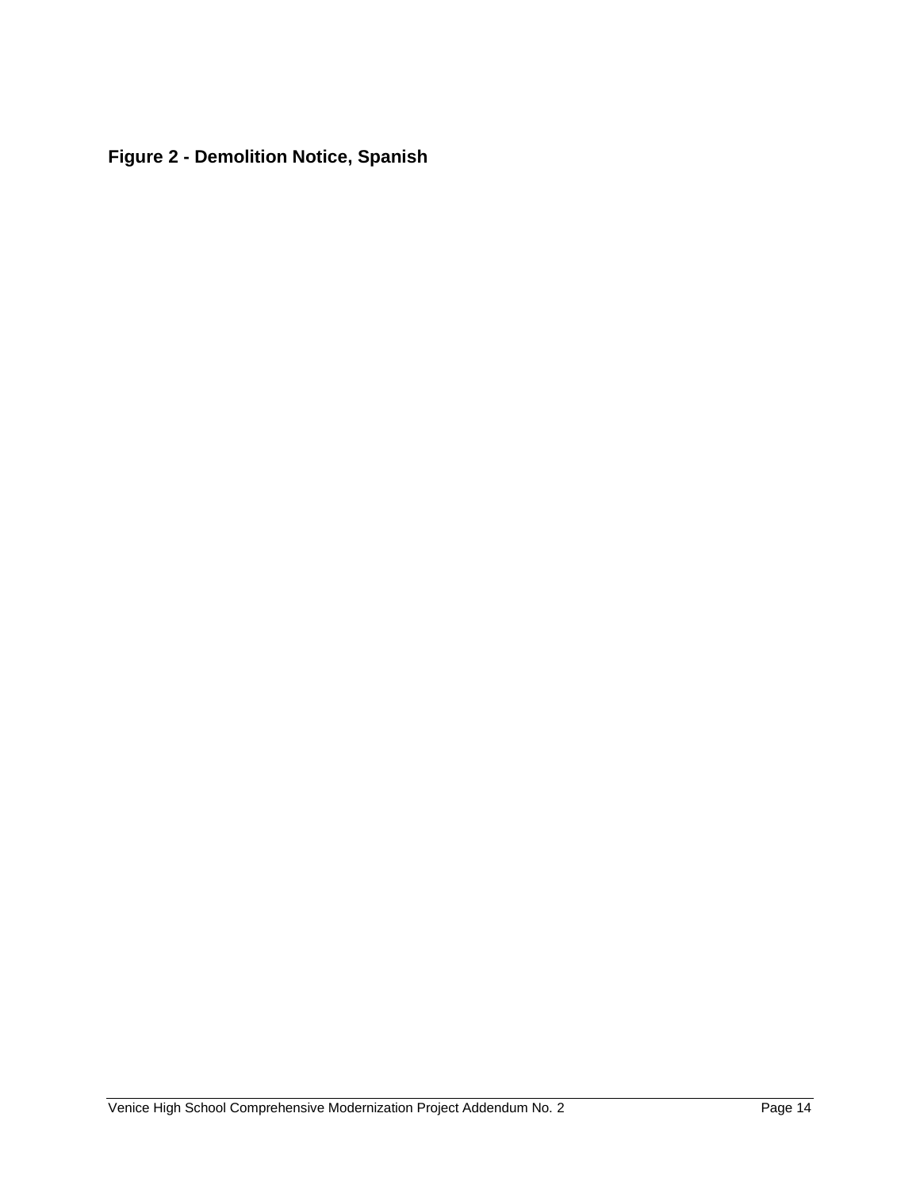**Figure 2 - Demolition Notice, Spanish**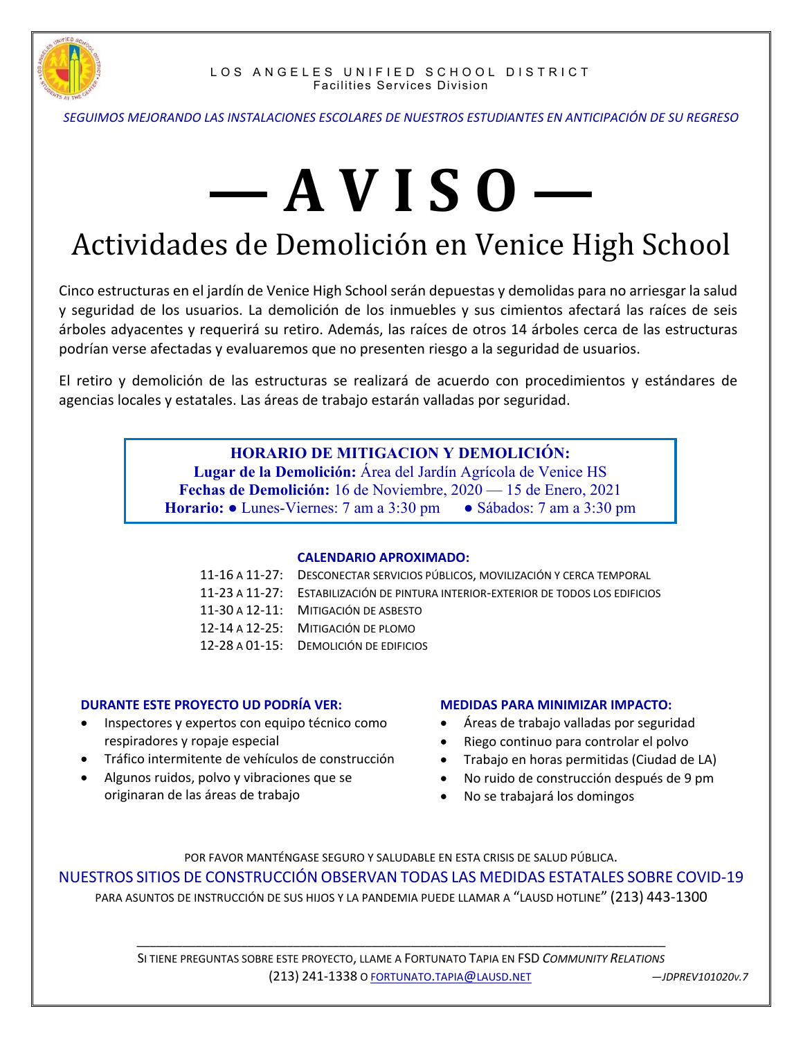LOS ANGELES UNIFIED SCHOOL DISTRICT
Facilities Services Division

*SEGUIMOS MEJORANDO LAS INSTALACIONES ESCOLARES DE NUESTROS ESTUDIANTES EN ANTICIPACIÓN DE SU REGRESO*

# — AVISO —

## Actividades de Demolición en Venice High School

Cinco estructuras en el jardín de Venice High School serán depuestas y demolidas para no arriesgar la salud y seguridad de los usuarios. La demolición de los inmuebles y sus cimientos afectará las raíces de seis árboles adyacentes y requerirá su retiro. Además, las raíces de otros 14 árboles cerca de las estructuras podrían verse afectadas y evaluaremos que no presenten riesgo a la seguridad de usuarios.

El retiro y demolición de las estructuras se realizará de acuerdo con procedimientos y estándares de agencias locales y estatales. Las áreas de trabajo estarán valladas por seguridad.

**HORARIO DE MITIGACION Y DEMOLICIÓN:**
**Lugar de la Demolición:** Área del Jardín Agrícola de Venice HS
**Fechas de Demolición:** 16 de Noviembre, 2020 — 15 de Enero, 2021
**Horario:** ● Lunes-Viernes: 7 am a 3:30 pm ● Sábados: 7 am a 3:30 pm

**CALENDARIO APROXIMADO:**

| | |
|---|---|
| 11-16 A 11-27: | DESCONECTAR SERVICIOS PÚBLICOS, MOVILIZACIÓN Y CERCA TEMPORAL |
| 11-23 A 11-27: | ESTABILIZACIÓN DE PINTURA INTERIOR-EXTERIOR DE TODOS LOS EDIFICIOS |
| 11-30 A 12-11: | MITIGACIÓN DE ASBESTO |
| 12-14 A 12-25: | MITIGACIÓN DE PLOMO |
| 12-28 A 01-15: | DEMOLICIÓN DE EDIFICIOS |

**DURANTE ESTE PROYECTO UD PODRÍA VER:**

- Inspectores y expertos con equipo técnico como respiradores y ropaje especial
- Tráfico intermitente de vehículos de construcción
- Algunos ruidos, polvo y vibraciones que se originaran de las áreas de trabajo

**MEDIDAS PARA MINIMIZAR IMPACTO:**

- Áreas de trabajo valladas por seguridad
- Riego continuo para controlar el polvo
- Trabajo en horas permitidas (Ciudad de LA)
- No ruido de construcción después de 9 pm
- No se trabajará los domingos

POR FAVOR MANTÉNGASE SEGURO Y SALUDABLE EN ESTA CRISIS DE SALUD PÚBLICA.

NUESTROS SITIOS DE CONSTRUCCIÓN OBSERVAN TODAS LAS MEDIDAS ESTATALES SOBRE COVID-19

PARA ASUNTOS DE INSTRUCCIÓN DE SUS HIJOS Y LA PANDEMIA PUEDE LLAMAR A "LAUSD HOTLINE" (213) 443-1300

SI TIENE PREGUNTAS SOBRE ESTE PROYECTO, LLAME A FORTUNATO TAPIA EN FSD *COMMUNITY RELATIONS*
(213) 241-1338 O FORTUNATO.TAPIA@LAUSD.NET

*—JDPREV101020v.7*